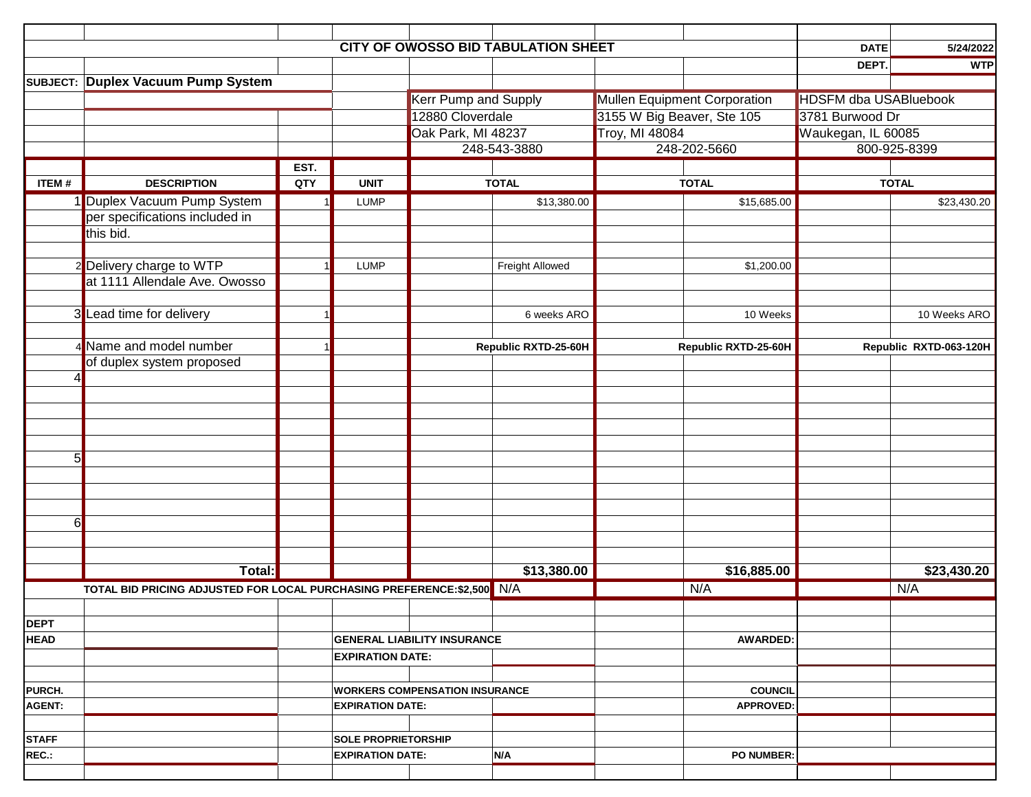# CITY OF OWOSSO BID TABULATION SHEET

**DATE:** 5/24/2022
**DEPT.:** WTP

**SUBJECT: Duplex Vacuum Pump System**

| ITEM # | DESCRIPTION | EST. QTY | UNIT | Kerr Pump and Supply<br>12880 Cloverdale<br>Oak Park, MI 48237<br>248-543-3880<br>TOTAL | Mullen Equipment Corporation<br>3155 W Big Beaver, Ste 105<br>Troy, MI 48084<br>248-202-5660<br>TOTAL | HDSFM dba USABluebook<br>3781 Burwood Dr<br>Waukegan, IL 60085<br>800-925-8399<br>TOTAL |
|---|---|---|---|---|---|---|
| 1 | Duplex Vacuum Pump System per specifications included in this bid. | 1 | LUMP | $13,380.00 | $15,685.00 | $23,430.20 |
| 2 | Delivery charge to WTP at 1111 Allendale Ave. Owosso | 1 | LUMP | Freight Allowed | $1,200.00 | |
| 3 | Lead time for delivery | 1 | | 6 weeks ARO | 10 Weeks | 10 Weeks ARO |
| 4 | Name and model number of duplex system proposed | 1 | | Republic RXTD-25-60H | Republic RXTD-25-60H | Republic RXTD-063-120H |
| 4 | | | | | | |
| 5 | | | | | | |
| 6 | | | | | | |
| | **Total:** | | | **$13,380.00** | **$16,885.00** | **$23,430.20** |
| | **TOTAL BID PRICING ADJUSTED FOR LOCAL PURCHASING PREFERENCE:$2,500** | | | N/A | N/A | N/A |

| | | | | | |
|---|---|---|---|---|---|
| **DEPT HEAD** | | **GENERAL LIABILITY INSURANCE** | | **AWARDED:** | |
| | | **EXPIRATION DATE:** | | | |
| **PURCH. AGENT:** | | **WORKERS COMPENSATION INSURANCE** | | **COUNCIL APPROVED:** | |
| | | **EXPIRATION DATE:** | | | |
| **STAFF REC.:** | | **SOLE PROPRIETORSHIP** | | | |
| | | **EXPIRATION DATE:** | **N/A** | **PO NUMBER:** | |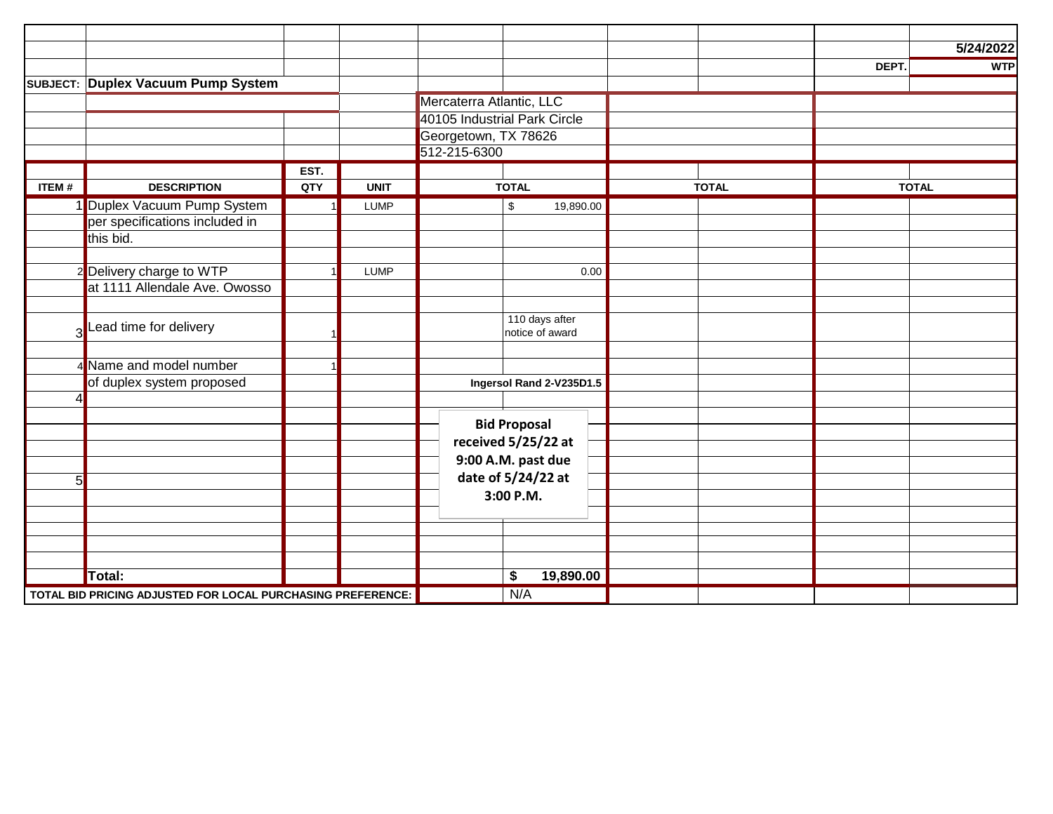| | | | | | | | | | |
|---|---|---|---|---|---|---|---|---|---|
| | | | | | | | | | 5/24/2022 |
| | | | | | | | | DEPT. | WTP |
| SUBJECT: | **Duplex Vacuum Pump System** | | | | | | | | |
| | | | | Mercaterra Atlantic, LLC | | | | | |
| | | | | 40105 Industrial Park Circle | | | | | |
| | | | | Georgetown, TX 78626 | | | | | |
| | | | | 512-215-6300 | | | | | |
| | | EST. | | | | | | | |
| ITEM # | DESCRIPTION | QTY | UNIT | TOTAL | | TOTAL | | TOTAL | |
| 1 | Duplex Vacuum Pump System | 1 | LUMP | | $ 19,890.00 | | | | |
| | per specifications included in | | | | | | | | |
| | this bid. | | | | | | | | |
| | | | | | | | | | |
| 2 | Delivery charge to WTP | 1 | LUMP | | 0.00 | | | | |
| | at 1111 Allendale Ave. Owosso | | | | | | | | |
| | | | | | | | | | |
| 3 | Lead time for delivery | 1 | | | 110 days after notice of award | | | | |
| | | | | | | | | | |
| 4 | Name and model number | 1 | | | | | | | |
| | of duplex system proposed | | | Ingersol Rand 2-V235D1.5 | | | | | |
| 4 | | | | | | | | | |
| 5 | | | | | | | | | |
| | **Total:** | | | | **$ 19,890.00** | | | | |
| TOTAL BID PRICING ADJUSTED FOR LOCAL PURCHASING PREFERENCE: | | | | | N/A | | | | |

**Bid Proposal received 5/25/22 at 9:00 A.M. past due date of 5/24/22 at 3:00 P.M.**